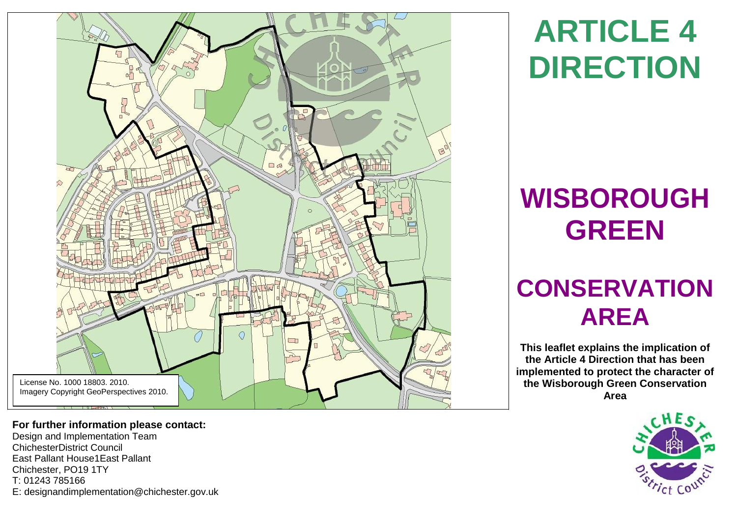License No. 1000 18803. 2010.
Imagery Copyright GeoPerspectives 2010.

# ARTICLE 4 DIRECTION

# WISBOROUGH GREEN

# CONSERVATION AREA

**This leaflet explains the implication of the Article 4 Direction that has been implemented to protect the character of the Wisborough Green Conservation Area**

**For further information please contact:**
Design and Implementation Team
ChichesterDistrict Council
East Pallant House1East Pallant
Chichester, PO19 1TY
T: 01243 785166
E: designandimplementation@chichester.gov.uk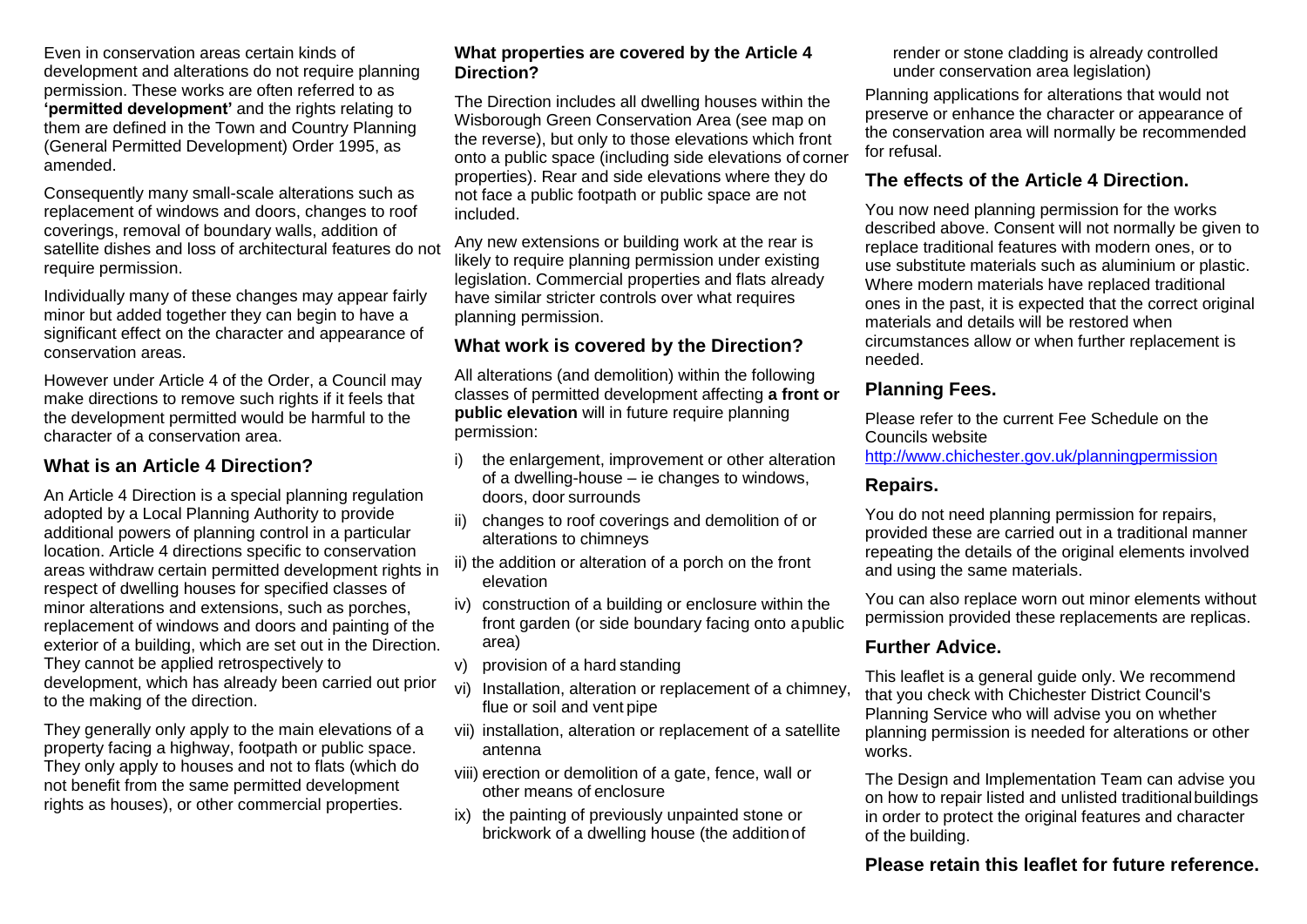Even in conservation areas certain kinds of development and alterations do not require planning permission. These works are often referred to as **'permitted development'** and the rights relating to them are defined in the Town and Country Planning (General Permitted Development) Order 1995, as amended.

Consequently many small-scale alterations such as replacement of windows and doors, changes to roof coverings, removal of boundary walls, addition of satellite dishes and loss of architectural features do not require permission.

Individually many of these changes may appear fairly minor but added together they can begin to have a significant effect on the character and appearance of conservation areas.

However under Article 4 of the Order, a Council may make directions to remove such rights if it feels that the development permitted would be harmful to the character of a conservation area.

## What is an Article 4 Direction?

An Article 4 Direction is a special planning regulation adopted by a Local Planning Authority to provide additional powers of planning control in a particular location. Article 4 directions specific to conservation areas withdraw certain permitted development rights in respect of dwelling houses for specified classes of minor alterations and extensions, such as porches, replacement of windows and doors and painting of the exterior of a building, which are set out in the Direction. They cannot be applied retrospectively to development, which has already been carried out prior to the making of the direction.

They generally only apply to the main elevations of a property facing a highway, footpath or public space. They only apply to houses and not to flats (which do not benefit from the same permitted development rights as houses), or other commercial properties.

**What properties are covered by the Article 4 Direction?**

The Direction includes all dwelling houses within the Wisborough Green Conservation Area (see map on the reverse), but only to those elevations which front onto a public space (including side elevations of corner properties). Rear and side elevations where they do not face a public footpath or public space are not included.

Any new extensions or building work at the rear is likely to require planning permission under existing legislation. Commercial properties and flats already have similar stricter controls over what requires planning permission.

## What work is covered by the Direction?

All alterations (and demolition) within the following classes of permitted development affecting **a front or public elevation** will in future require planning permission:

i) the enlargement, improvement or other alteration of a dwelling-house – ie changes to windows, doors, door surrounds

ii) changes to roof coverings and demolition of or alterations to chimneys

ii) the addition or alteration of a porch on the front elevation

iv) construction of a building or enclosure within the front garden (or side boundary facing onto a public area)

v) provision of a hard standing

vi) Installation, alteration or replacement of a chimney, flue or soil and vent pipe

vii) installation, alteration or replacement of a satellite antenna

viii) erection or demolition of a gate, fence, wall or other means of enclosure

ix) the painting of previously unpainted stone or brickwork of a dwelling house (the addition of render or stone cladding is already controlled under conservation area legislation)

Planning applications for alterations that would not preserve or enhance the character or appearance of the conservation area will normally be recommended for refusal.

## The effects of the Article 4 Direction.

You now need planning permission for the works described above. Consent will not normally be given to replace traditional features with modern ones, or to use substitute materials such as aluminium or plastic. Where modern materials have replaced traditional ones in the past, it is expected that the correct original materials and details will be restored when circumstances allow or when further replacement is needed.

## Planning Fees.

Please refer to the current Fee Schedule on the Councils website
http://www.chichester.gov.uk/planningpermission

## Repairs.

You do not need planning permission for repairs, provided these are carried out in a traditional manner repeating the details of the original elements involved and using the same materials.

You can also replace worn out minor elements without permission provided these replacements are replicas.

## Further Advice.

This leaflet is a general guide only. We recommend that you check with Chichester District Council's Planning Service who will advise you on whether planning permission is needed for alterations or other works.

The Design and Implementation Team can advise you on how to repair listed and unlisted traditional buildings in order to protect the original features and character of the building.

**Please retain this leaflet for future reference.**